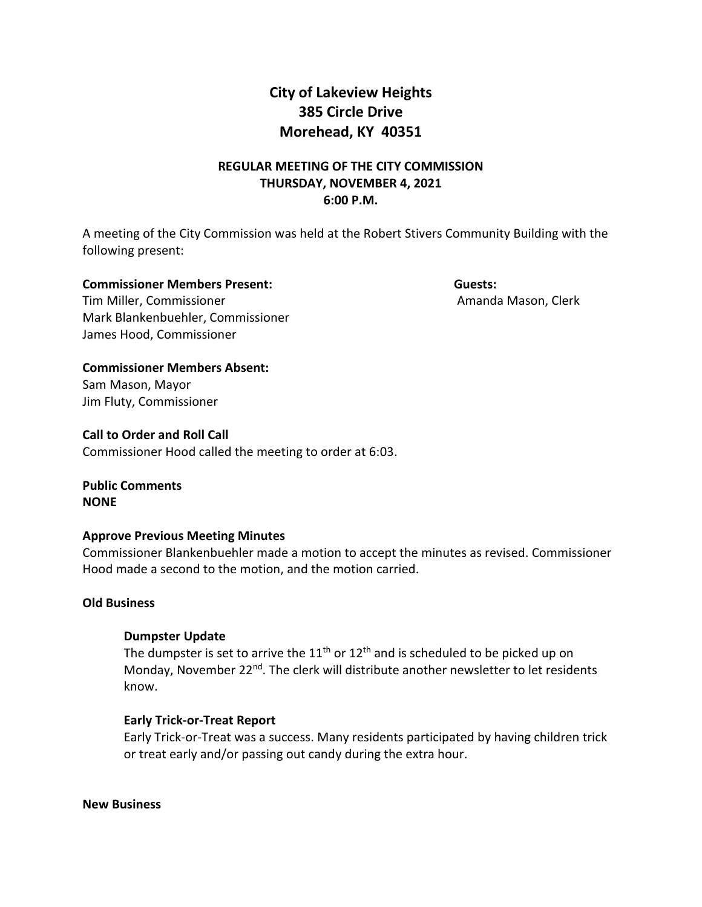# City of Lakeview Heights
## 385 Circle Drive
## Morehead, KY 40351

### REGULAR MEETING OF THE CITY COMMISSION
### THURSDAY, NOVEMBER 4, 2021
### 6:00 P.M.

A meeting of the City Commission was held at the Robert Stivers Community Building with the following present:

**Commissioner Members Present:**
Tim Miller, Commissioner
Mark Blankenbuehler, Commissioner
James Hood, Commissioner

**Guests:**
Amanda Mason, Clerk

**Commissioner Members Absent:**
Sam Mason, Mayor
Jim Fluty, Commissioner

**Call to Order and Roll Call**
Commissioner Hood called the meeting to order at 6:03.

**Public Comments**
**NONE**

**Approve Previous Meeting Minutes**
Commissioner Blankenbuehler made a motion to accept the minutes as revised. Commissioner Hood made a second to the motion, and the motion carried.

**Old Business**

**Dumpster Update**
The dumpster is set to arrive the 11th or 12th and is scheduled to be picked up on Monday, November 22nd. The clerk will distribute another newsletter to let residents know.

**Early Trick-or-Treat Report**
Early Trick-or-Treat was a success. Many residents participated by having children trick or treat early and/or passing out candy during the extra hour.

**New Business**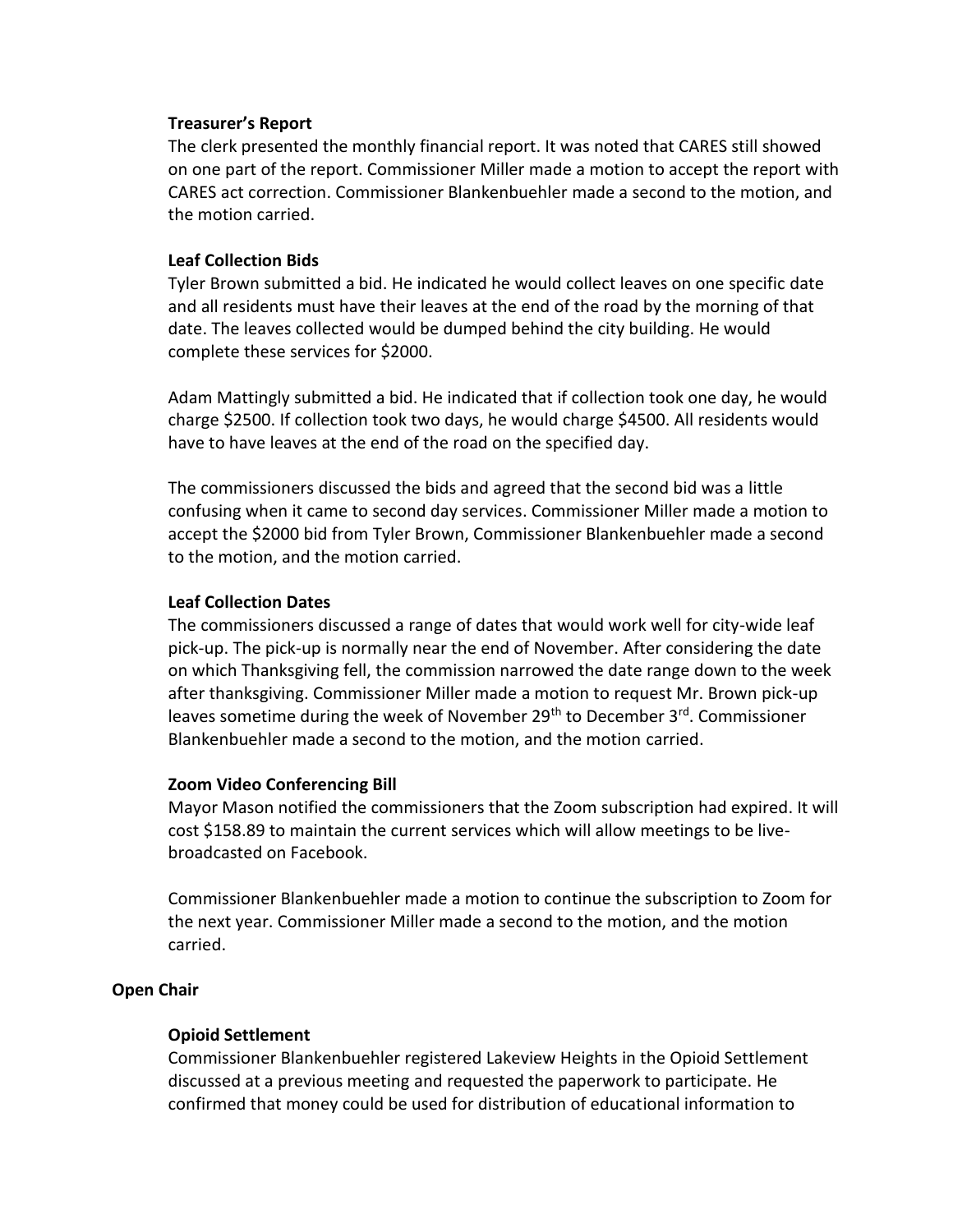### Treasurer's Report

The clerk presented the monthly financial report. It was noted that CARES still showed on one part of the report. Commissioner Miller made a motion to accept the report with CARES act correction. Commissioner Blankenbuehler made a second to the motion, and the motion carried.

### Leaf Collection Bids

Tyler Brown submitted a bid. He indicated he would collect leaves on one specific date and all residents must have their leaves at the end of the road by the morning of that date. The leaves collected would be dumped behind the city building. He would complete these services for $2000.

Adam Mattingly submitted a bid. He indicated that if collection took one day, he would charge $2500. If collection took two days, he would charge $4500. All residents would have to have leaves at the end of the road on the specified day.

The commissioners discussed the bids and agreed that the second bid was a little confusing when it came to second day services. Commissioner Miller made a motion to accept the $2000 bid from Tyler Brown, Commissioner Blankenbuehler made a second to the motion, and the motion carried.

### Leaf Collection Dates

The commissioners discussed a range of dates that would work well for city-wide leaf pick-up. The pick-up is normally near the end of November. After considering the date on which Thanksgiving fell, the commission narrowed the date range down to the week after thanksgiving. Commissioner Miller made a motion to request Mr. Brown pick-up leaves sometime during the week of November 29th to December 3rd. Commissioner Blankenbuehler made a second to the motion, and the motion carried.

### Zoom Video Conferencing Bill

Mayor Mason notified the commissioners that the Zoom subscription had expired. It will cost $158.89 to maintain the current services which will allow meetings to be live-broadcasted on Facebook.

Commissioner Blankenbuehler made a motion to continue the subscription to Zoom for the next year. Commissioner Miller made a second to the motion, and the motion carried.

## Open Chair

### Opioid Settlement

Commissioner Blankenbuehler registered Lakeview Heights in the Opioid Settlement discussed at a previous meeting and requested the paperwork to participate. He confirmed that money could be used for distribution of educational information to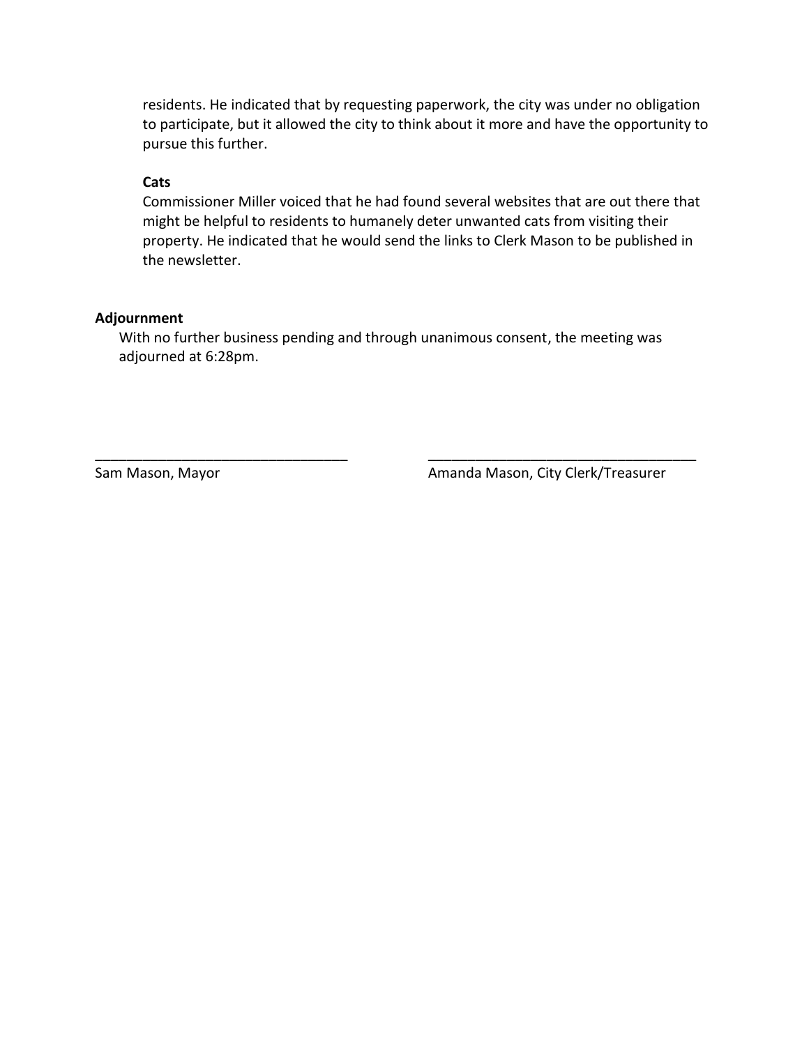residents. He indicated that by requesting paperwork, the city was under no obligation to participate, but it allowed the city to think about it more and have the opportunity to pursue this further.

**Cats**

Commissioner Miller voiced that he had found several websites that are out there that might be helpful to residents to humanely deter unwanted cats from visiting their property. He indicated that he would send the links to Clerk Mason to be published in the newsletter.

**Adjournment**

With no further business pending and through unanimous consent, the meeting was adjourned at 6:28pm.

________________________________ ________________________________

Sam Mason, Mayor Amanda Mason, City Clerk/Treasurer